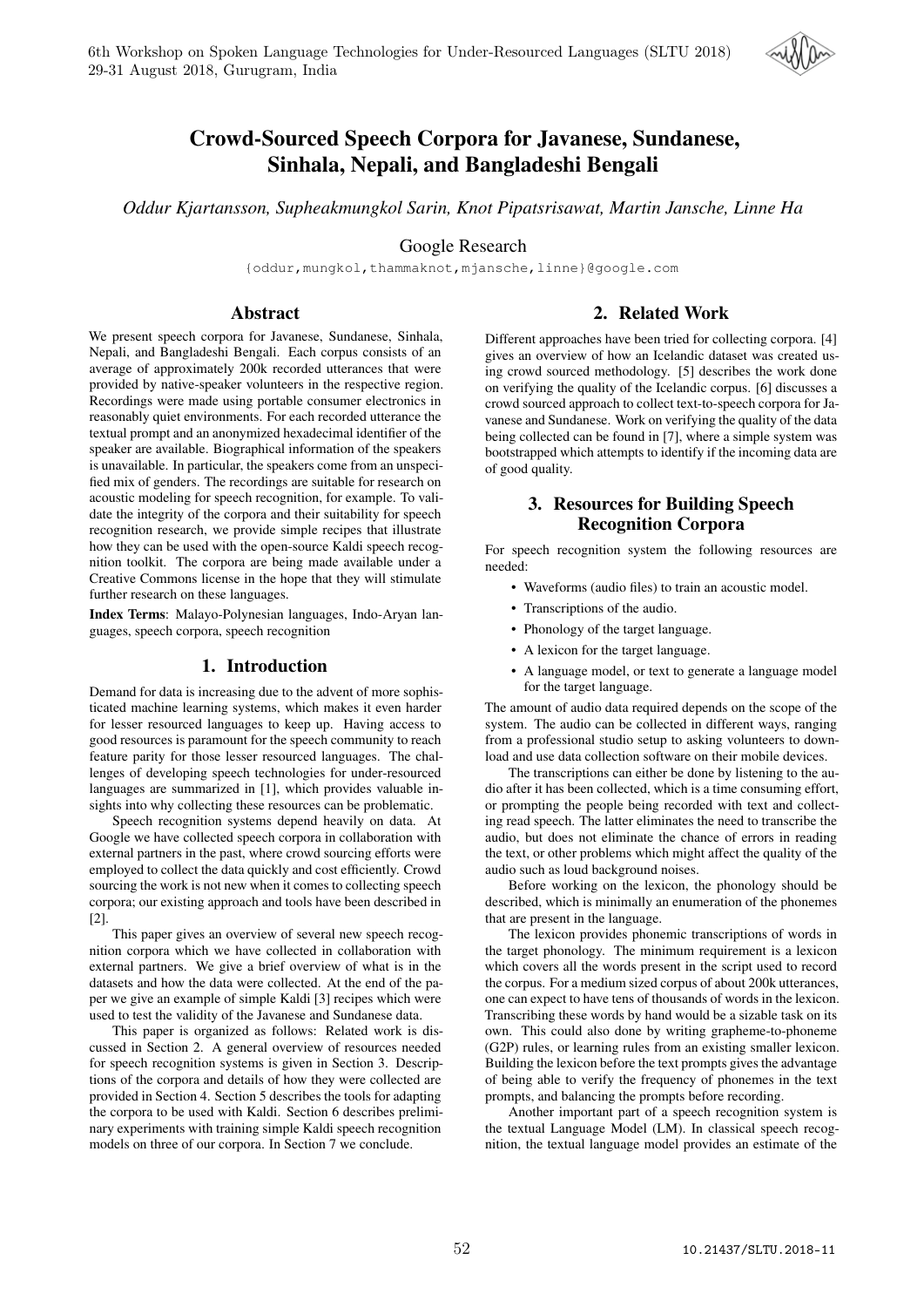# Crowd-Sourced Speech Corpora for Javanese, Sundanese, Sinhala, Nepali, and Bangladeshi Bengali

*Oddur Kjartansson, Supheakmungkol Sarin, Knot Pipatsrisawat, Martin Jansche, Linne Ha*

Google Research

{oddur,mungkol,thammaknot,mjansche,linne}@google.com

## Abstract

We present speech corpora for Javanese, Sundanese, Sinhala, Nepali, and Bangladeshi Bengali. Each corpus consists of an average of approximately 200k recorded utterances that were provided by native-speaker volunteers in the respective region. Recordings were made using portable consumer electronics in reasonably quiet environments. For each recorded utterance the textual prompt and an anonymized hexadecimal identifier of the speaker are available. Biographical information of the speakers is unavailable. In particular, the speakers come from an unspecified mix of genders. The recordings are suitable for research on acoustic modeling for speech recognition, for example. To validate the integrity of the corpora and their suitability for speech recognition research, we provide simple recipes that illustrate how they can be used with the open-source Kaldi speech recognition toolkit. The corpora are being made available under a Creative Commons license in the hope that they will stimulate further research on these languages.

**Index Terms**: Malayo-Polynesian languages, Indo-Aryan languages, speech corpora, speech recognition

## 1. Introduction

Demand for data is increasing due to the advent of more sophisticated machine learning systems, which makes it even harder for lesser resourced languages to keep up. Having access to good resources is paramount for the speech community to reach feature parity for those lesser resourced languages. The challenges of developing speech technologies for under-resourced languages are summarized in [1], which provides valuable insights into why collecting these resources can be problematic.

Speech recognition systems depend heavily on data. At Google we have collected speech corpora in collaboration with external partners in the past, where crowd sourcing efforts were employed to collect the data quickly and cost efficiently. Crowd sourcing the work is not new when it comes to collecting speech corpora; our existing approach and tools have been described in [2].

This paper gives an overview of several new speech recognition corpora which we have collected in collaboration with external partners. We give a brief overview of what is in the datasets and how the data were collected. At the end of the paper we give an example of simple Kaldi [3] recipes which were used to test the validity of the Javanese and Sundanese data.

This paper is organized as follows: Related work is discussed in Section 2. A general overview of resources needed for speech recognition systems is given in Section 3. Descriptions of the corpora and details of how they were collected are provided in Section 4. Section 5 describes the tools for adapting the corpora to be used with Kaldi. Section 6 describes preliminary experiments with training simple Kaldi speech recognition models on three of our corpora. In Section 7 we conclude.

## 2. Related Work

Different approaches have been tried for collecting corpora. [4] gives an overview of how an Icelandic dataset was created using crowd sourced methodology. [5] describes the work done on verifying the quality of the Icelandic corpus. [6] discusses a crowd sourced approach to collect text-to-speech corpora for Javanese and Sundanese. Work on verifying the quality of the data being collected can be found in [7], where a simple system was bootstrapped which attempts to identify if the incoming data are of good quality.

## 3. Resources for Building Speech Recognition Corpora

For speech recognition system the following resources are needed:

- Waveforms (audio files) to train an acoustic model.
- Transcriptions of the audio.
- Phonology of the target language.
- A lexicon for the target language.
- A language model, or text to generate a language model for the target language.

The amount of audio data required depends on the scope of the system. The audio can be collected in different ways, ranging from a professional studio setup to asking volunteers to download and use data collection software on their mobile devices.

The transcriptions can either be done by listening to the audio after it has been collected, which is a time consuming effort, or prompting the people being recorded with text and collecting read speech. The latter eliminates the need to transcribe the audio, but does not eliminate the chance of errors in reading the text, or other problems which might affect the quality of the audio such as loud background noises.

Before working on the lexicon, the phonology should be described, which is minimally an enumeration of the phonemes that are present in the language.

The lexicon provides phonemic transcriptions of words in the target phonology. The minimum requirement is a lexicon which covers all the words present in the script used to record the corpus. For a medium sized corpus of about 200k utterances, one can expect to have tens of thousands of words in the lexicon. Transcribing these words by hand would be a sizable task on its own. This could also done by writing grapheme-to-phoneme (G2P) rules, or learning rules from an existing smaller lexicon. Building the lexicon before the text prompts gives the advantage of being able to verify the frequency of phonemes in the text prompts, and balancing the prompts before recording.

Another important part of a speech recognition system is the textual Language Model (LM). In classical speech recognition, the textual language model provides an estimate of the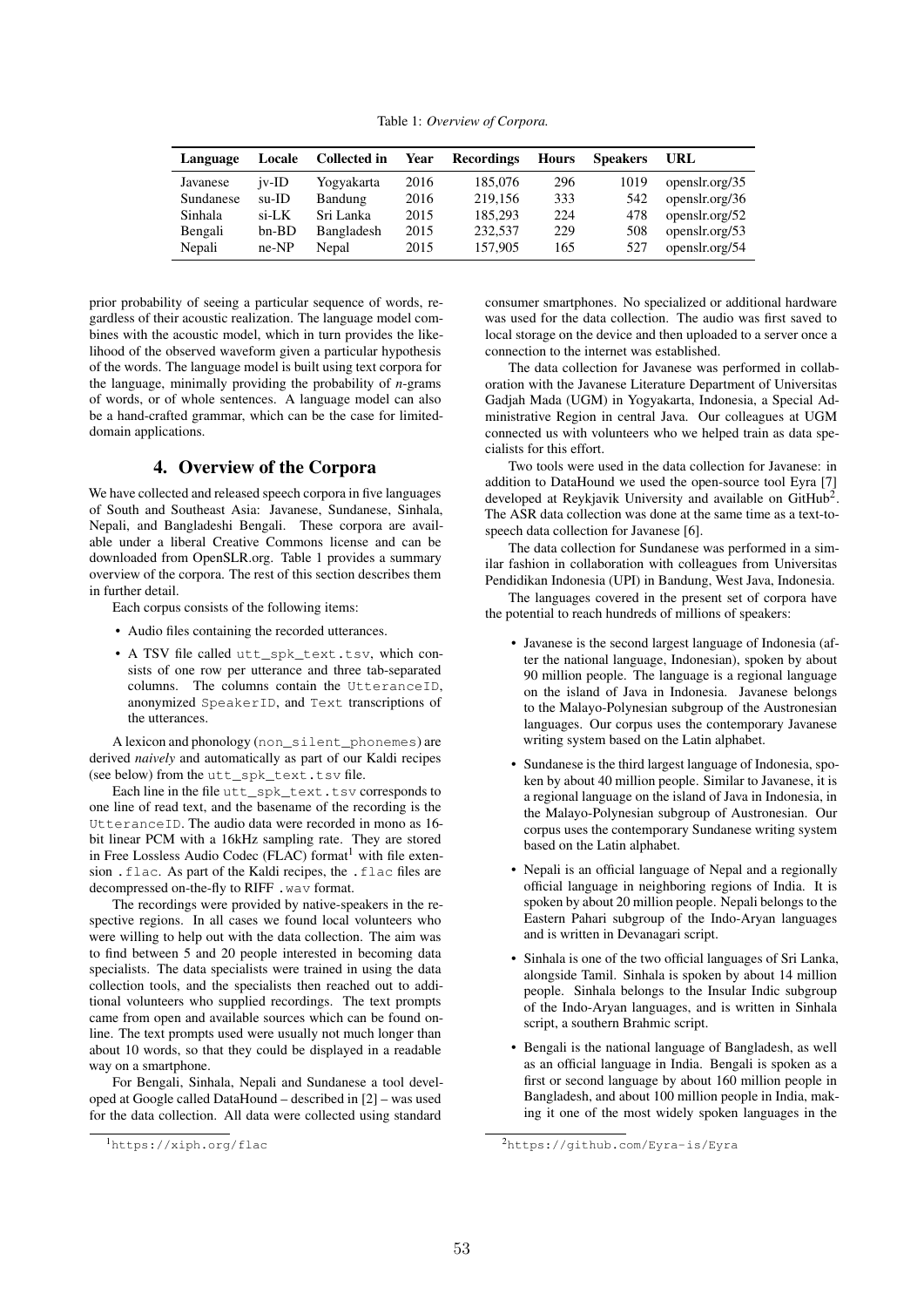Table 1: *Overview of Corpora.*

| Language | Locale | Collected in | Year | Recordings | Hours | Speakers | URL |
|---|---|---|---|---|---|---|---|
| Javanese | jv-ID | Yogyakarta | 2016 | 185,076 | 296 | 1019 | openslr.org/35 |
| Sundanese | su-ID | Bandung | 2016 | 219,156 | 333 | 542 | openslr.org/36 |
| Sinhala | si-LK | Sri Lanka | 2015 | 185,293 | 224 | 478 | openslr.org/52 |
| Bengali | bn-BD | Bangladesh | 2015 | 232,537 | 229 | 508 | openslr.org/53 |
| Nepali | ne-NP | Nepal | 2015 | 157,905 | 165 | 527 | openslr.org/54 |

prior probability of seeing a particular sequence of words, regardless of their acoustic realization. The language model combines with the acoustic model, which in turn provides the likelihood of the observed waveform given a particular hypothesis of the words. The language model is built using text corpora for the language, minimally providing the probability of *n*-grams of words, or of whole sentences. A language model can also be a hand-crafted grammar, which can be the case for limited-domain applications.

## 4. Overview of the Corpora

We have collected and released speech corpora in five languages of South and Southeast Asia: Javanese, Sundanese, Sinhala, Nepali, and Bangladeshi Bengali. These corpora are available under a liberal Creative Commons license and can be downloaded from OpenSLR.org. Table 1 provides a summary overview of the corpora. The rest of this section describes them in further detail.

Each corpus consists of the following items:

- Audio files containing the recorded utterances.
- A TSV file called `utt_spk_text.tsv`, which consists of one row per utterance and three tab-separated columns. The columns contain the `UtteranceID`, anonymized `SpeakerID`, and `Text` transcriptions of the utterances.

A lexicon and phonology (`non_silent_phonemes`) are derived *naively* and automatically as part of our Kaldi recipes (see below) from the `utt_spk_text.tsv` file.

Each line in the file `utt_spk_text.tsv` corresponds to one line of read text, and the basename of the recording is the `UtteranceID`. The audio data were recorded in mono as 16-bit linear PCM with a 16kHz sampling rate. They are stored in Free Lossless Audio Codec (FLAC) format[1] with file extension `.flac`. As part of the Kaldi recipes, the `.flac` files are decompressed on-the-fly to RIFF `.wav` format.

The recordings were provided by native-speakers in the respective regions. In all cases we found local volunteers who were willing to help out with the data collection. The aim was to find between 5 and 20 people interested in becoming data specialists. The data specialists were trained in using the data collection tools, and the specialists then reached out to additional volunteers who supplied recordings. The text prompts came from open and available sources which can be found online. The text prompts used were usually not much longer than about 10 words, so that they could be displayed in a readable way on a smartphone.

For Bengali, Sinhala, Nepali and Sundanese a tool developed at Google called DataHound – described in [2] – was used for the data collection. All data were collected using standard consumer smartphones. No specialized or additional hardware was used for the data collection. The audio was first saved to local storage on the device and then uploaded to a server once a connection to the internet was established.

The data collection for Javanese was performed in collaboration with the Javanese Literature Department of Universitas Gadjah Mada (UGM) in Yogyakarta, Indonesia, a Special Administrative Region in central Java. Our colleagues at UGM connected us with volunteers who we helped train as data specialists for this effort.

Two tools were used in the data collection for Javanese: in addition to DataHound we used the open-source tool Eyra [7] developed at Reykjavik University and available on GitHub[2]. The ASR data collection was done at the same time as a text-to-speech data collection for Javanese [6].

The data collection for Sundanese was performed in a similar fashion in collaboration with colleagues from Universitas Pendidikan Indonesia (UPI) in Bandung, West Java, Indonesia.

The languages covered in the present set of corpora have the potential to reach hundreds of millions of speakers:

- Javanese is the second largest language of Indonesia (after the national language, Indonesian), spoken by about 90 million people. The language is a regional language on the island of Java in Indonesia. Javanese belongs to the Malayo-Polynesian subgroup of the Austronesian languages. Our corpus uses the contemporary Javanese writing system based on the Latin alphabet.
- Sundanese is the third largest language of Indonesia, spoken by about 40 million people. Similar to Javanese, it is a regional language on the island of Java in Indonesia, in the Malayo-Polynesian subgroup of Austronesian. Our corpus uses the contemporary Sundanese writing system based on the Latin alphabet.
- Nepali is an official language of Nepal and a regionally official language in neighboring regions of India. It is spoken by about 20 million people. Nepali belongs to the Eastern Pahari subgroup of the Indo-Aryan languages and is written in Devanagari script.
- Sinhala is one of the two official languages of Sri Lanka, alongside Tamil. Sinhala is spoken by about 14 million people. Sinhala belongs to the Insular Indic subgroup of the Indo-Aryan languages, and is written in Sinhala script, a southern Brahmic script.
- Bengali is the national language of Bangladesh, as well as an official language in India. Bengali is spoken as a first or second language by about 160 million people in Bangladesh, and about 100 million people in India, making it one of the most widely spoken languages in the

[1] https://xiph.org/flac

[2] https://github.com/Eyra-is/Eyra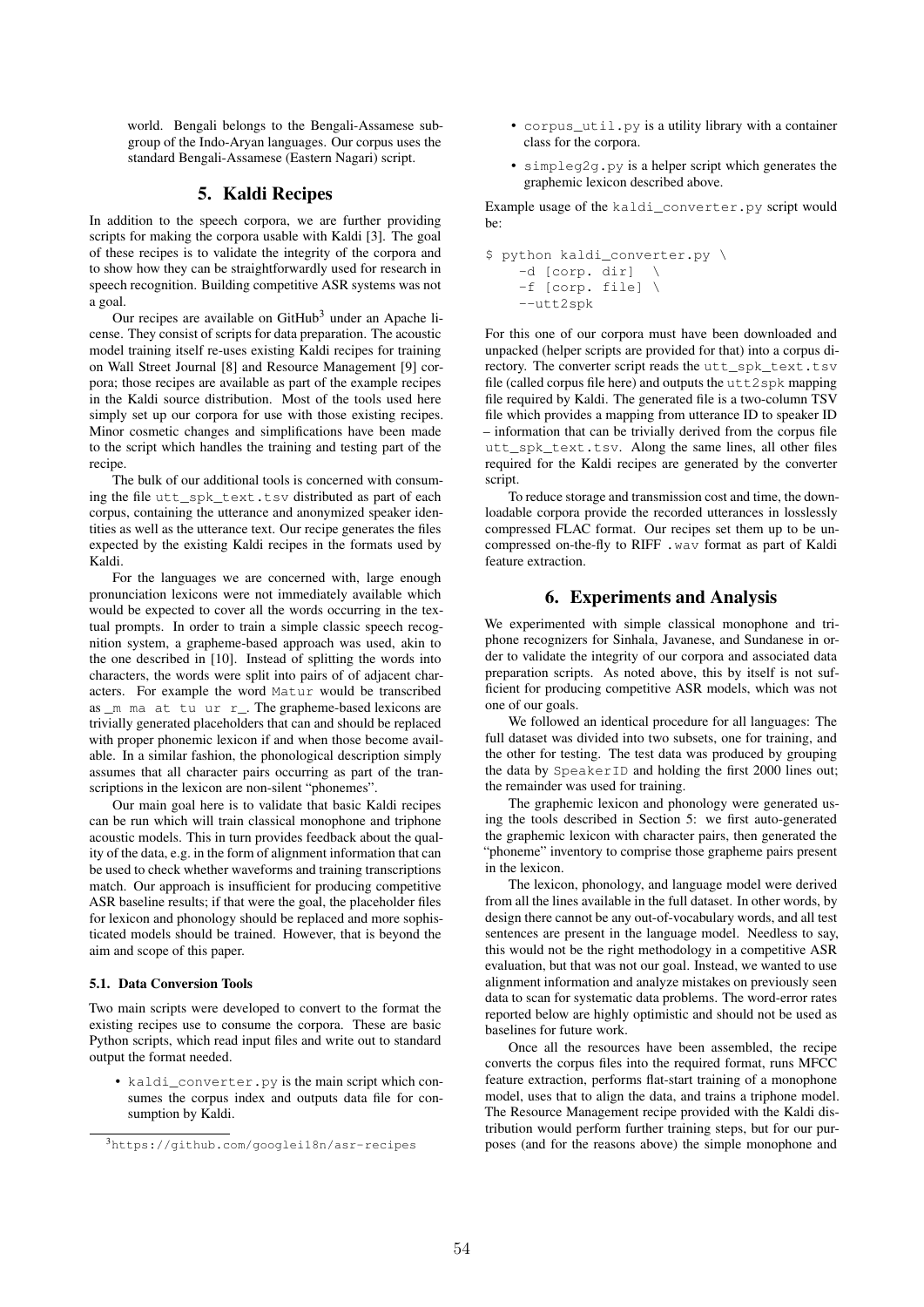world. Bengali belongs to the Bengali-Assamese subgroup of the Indo-Aryan languages. Our corpus uses the standard Bengali-Assamese (Eastern Nagari) script.

## 5. Kaldi Recipes

In addition to the speech corpora, we are further providing scripts for making the corpora usable with Kaldi [3]. The goal of these recipes is to validate the integrity of the corpora and to show how they can be straightforwardly used for research in speech recognition. Building competitive ASR systems was not a goal.

Our recipes are available on GitHub[3] under an Apache license. They consist of scripts for data preparation. The acoustic model training itself re-uses existing Kaldi recipes for training on Wall Street Journal [8] and Resource Management [9] corpora; those recipes are available as part of the example recipes in the Kaldi source distribution. Most of the tools used here simply set up our corpora for use with those existing recipes. Minor cosmetic changes and simplifications have been made to the script which handles the training and testing part of the recipe.

The bulk of our additional tools is concerned with consuming the file `utt_spk_text.tsv` distributed as part of each corpus, containing the utterance and anonymized speaker identities as well as the utterance text. Our recipe generates the files expected by the existing Kaldi recipes in the formats used by Kaldi.

For the languages we are concerned with, large enough pronunciation lexicons were not immediately available which would be expected to cover all the words occurring in the textual prompts. In order to train a simple classic speech recognition system, a grapheme-based approach was used, akin to the one described in [10]. Instead of splitting the words into characters, the words were split into pairs of of adjacent characters. For example the word `Matur` would be transcribed as _m ma at tu ur r_. The grapheme-based lexicons are trivially generated placeholders that can and should be replaced with proper phonemic lexicon if and when those become available. In a similar fashion, the phonological description simply assumes that all character pairs occurring as part of the transcriptions in the lexicon are non-silent "phonemes".

Our main goal here is to validate that basic Kaldi recipes can be run which will train classical monophone and triphone acoustic models. This in turn provides feedback about the quality of the data, e.g. in the form of alignment information that can be used to check whether waveforms and training transcriptions match. Our approach is insufficient for producing competitive ASR baseline results; if that were the goal, the placeholder files for lexicon and phonology should be replaced and more sophisticated models should be trained. However, that is beyond the aim and scope of this paper.

### 5.1. Data Conversion Tools

Two main scripts were developed to convert to the format the existing recipes use to consume the corpora. These are basic Python scripts, which read input files and write out to standard output the format needed.

- `kaldi_converter.py` is the main script which consumes the corpus index and outputs data file for consumption by Kaldi.
- `corpus_util.py` is a utility library with a container class for the corpora.
- `simpleg2g.py` is a helper script which generates the graphemic lexicon described above.

Example usage of the `kaldi_converter.py` script would be:

```
$ python kaldi_converter.py \
    -d [corp. dir]  \
    -f [corp. file] \
    --utt2spk
```

For this one of our corpora must have been downloaded and unpacked (helper scripts are provided for that) into a corpus directory. The converter script reads the `utt_spk_text.tsv` file (called corpus file here) and outputs the `utt2spk` mapping file required by Kaldi. The generated file is a two-column TSV file which provides a mapping from utterance ID to speaker ID – information that can be trivially derived from the corpus file `utt_spk_text.tsv`. Along the same lines, all other files required for the Kaldi recipes are generated by the converter script.

To reduce storage and transmission cost and time, the downloadable corpora provide the recorded utterances in losslessly compressed FLAC format. Our recipes set them up to be uncompressed on-the-fly to RIFF `.wav` format as part of Kaldi feature extraction.

## 6. Experiments and Analysis

We experimented with simple classical monophone and triphone recognizers for Sinhala, Javanese, and Sundanese in order to validate the integrity of our corpora and associated data preparation scripts. As noted above, this by itself is not sufficient for producing competitive ASR models, which was not one of our goals.

We followed an identical procedure for all languages: The full dataset was divided into two subsets, one for training, and the other for testing. The test data was produced by grouping the data by `SpeakerID` and holding the first 2000 lines out; the remainder was used for training.

The graphemic lexicon and phonology were generated using the tools described in Section 5: we first auto-generated the graphemic lexicon with character pairs, then generated the "phoneme" inventory to comprise those grapheme pairs present in the lexicon.

The lexicon, phonology, and language model were derived from all the lines available in the full dataset. In other words, by design there cannot be any out-of-vocabulary words, and all test sentences are present in the language model. Needless to say, this would not be the right methodology in a competitive ASR evaluation, but that was not our goal. Instead, we wanted to use alignment information and analyze mistakes on previously seen data to scan for systematic data problems. The word-error rates reported below are highly optimistic and should not be used as baselines for future work.

Once all the resources have been assembled, the recipe converts the corpus files into the required format, runs MFCC feature extraction, performs flat-start training of a monophone model, uses that to align the data, and trains a triphone model. The Resource Management recipe provided with the Kaldi distribution would perform further training steps, but for our purposes (and for the reasons above) the simple monophone and

[3] https://github.com/googlei18n/asr-recipes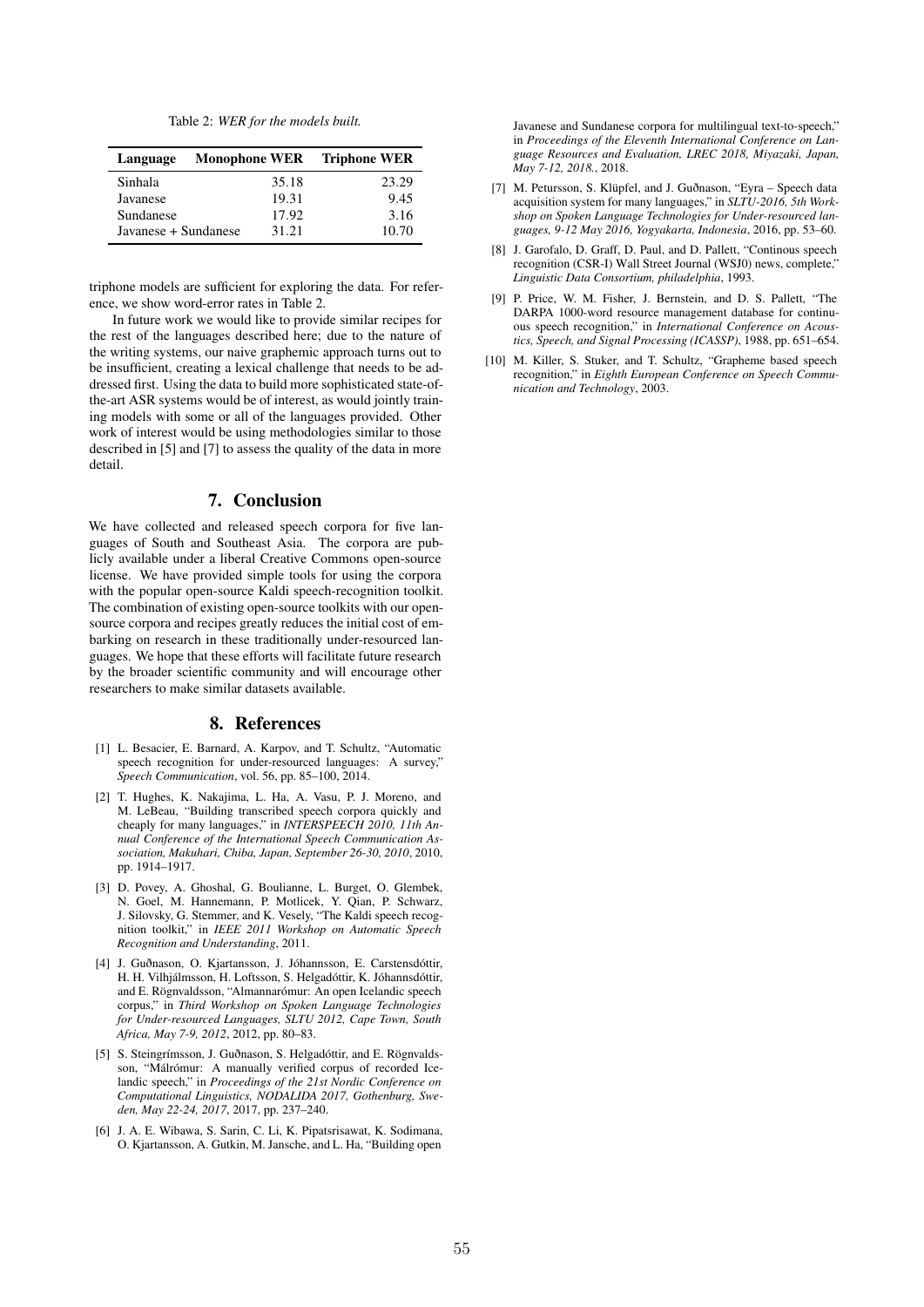Table 2: *WER for the models built.*

| Language | Monophone WER | Triphone WER |
|---|---|---|
| Sinhala | 35.18 | 23.29 |
| Javanese | 19.31 | 9.45 |
| Sundanese | 17.92 | 3.16 |
| Javanese + Sundanese | 31.21 | 10.70 |

triphone models are sufficient for exploring the data. For reference, we show word-error rates in Table 2.

In future work we would like to provide similar recipes for the rest of the languages described here; due to the nature of the writing systems, our naive graphemic approach turns out to be insufficient, creating a lexical challenge that needs to be addressed first. Using the data to build more sophisticated state-of-the-art ASR systems would be of interest, as would jointly training models with some or all of the languages provided. Other work of interest would be using methodologies similar to those described in [5] and [7] to assess the quality of the data in more detail.

## 7. Conclusion

We have collected and released speech corpora for five languages of South and Southeast Asia. The corpora are publicly available under a liberal Creative Commons open-source license. We have provided simple tools for using the corpora with the popular open-source Kaldi speech-recognition toolkit. The combination of existing open-source toolkits with our open-source corpora and recipes greatly reduces the initial cost of embarking on research in these traditionally under-resourced languages. We hope that these efforts will facilitate future research by the broader scientific community and will encourage other researchers to make similar datasets available.

## 8. References

[1] L. Besacier, E. Barnard, A. Karpov, and T. Schultz, "Automatic speech recognition for under-resourced languages: A survey," *Speech Communication*, vol. 56, pp. 85–100, 2014.

[2] T. Hughes, K. Nakajima, L. Ha, A. Vasu, P. J. Moreno, and M. LeBeau, "Building transcribed speech corpora quickly and cheaply for many languages," in *INTERSPEECH 2010, 11th Annual Conference of the International Speech Communication Association, Makuhari, Chiba, Japan, September 26-30, 2010*, 2010, pp. 1914–1917.

[3] D. Povey, A. Ghoshal, G. Boulianne, L. Burget, O. Glembek, N. Goel, M. Hannemann, P. Motlicek, Y. Qian, P. Schwarz, J. Silovsky, G. Stemmer, and K. Vesely, "The Kaldi speech recognition toolkit," in *IEEE 2011 Workshop on Automatic Speech Recognition and Understanding*, 2011.

[4] J. Guðnason, O. Kjartansson, J. Jóhannsson, E. Carstensdóttir, H. H. Vilhjálmsson, H. Loftsson, S. Helgadóttir, K. Jóhannsdóttir, and E. Rögnvaldsson, "Almannarómur: An open Icelandic speech corpus," in *Third Workshop on Spoken Language Technologies for Under-resourced Languages, SLTU 2012, Cape Town, South Africa, May 7-9, 2012*, 2012, pp. 80–83.

[5] S. Steingrímsson, J. Guðnason, S. Helgadóttir, and E. Rögnvaldsson, "Málrómur: A manually verified corpus of recorded Icelandic speech," in *Proceedings of the 21st Nordic Conference on Computational Linguistics, NODALIDA 2017, Gothenburg, Sweden, May 22-24, 2017*, 2017, pp. 237–240.

[6] J. A. E. Wibawa, S. Sarin, C. Li, K. Pipatsrisawat, K. Sodimana, O. Kjartansson, A. Gutkin, M. Jansche, and L. Ha, "Building open Javanese and Sundanese corpora for multilingual text-to-speech," in *Proceedings of the Eleventh International Conference on Language Resources and Evaluation, LREC 2018, Miyazaki, Japan, May 7-12, 2018.*, 2018.

[7] M. Petursson, S. Klüpfel, and J. Guðnason, "Eyra – Speech data acquisition system for many languages," in *SLTU-2016, 5th Workshop on Spoken Language Technologies for Under-resourced languages, 9-12 May 2016, Yogyakarta, Indonesia*, 2016, pp. 53–60.

[8] J. Garofalo, D. Graff, D. Paul, and D. Pallett, "Continous speech recognition (CSR-I) Wall Street Journal (WSJ0) news, complete," *Linguistic Data Consortium, philadelphia*, 1993.

[9] P. Price, W. M. Fisher, J. Bernstein, and D. S. Pallett, "The DARPA 1000-word resource management database for continuous speech recognition," in *International Conference on Acoustics, Speech, and Signal Processing (ICASSP)*, 1988, pp. 651–654.

[10] M. Killer, S. Stuker, and T. Schultz, "Grapheme based speech recognition," in *Eighth European Conference on Speech Communication and Technology*, 2003.